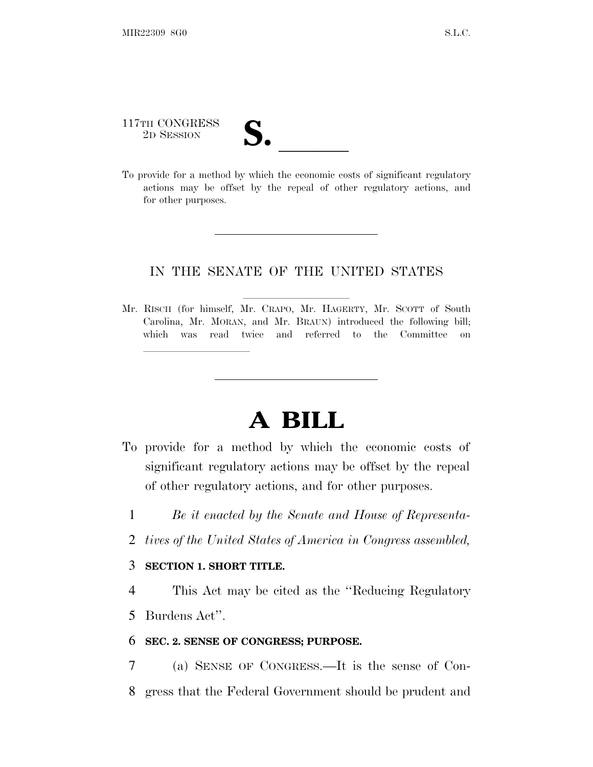117TH CONGRESS
2D SESSION

# S. ______

To provide for a method by which the economic costs of significant regulatory actions may be offset by the repeal of other regulatory actions, and for other purposes.

---

IN THE SENATE OF THE UNITED STATES

Mr. RISCH (for himself, Mr. CRAPO, Mr. HAGERTY, Mr. SCOTT of South Carolina, Mr. MORAN, and Mr. BRAUN) introduced the following bill; which was read twice and referred to the Committee on ______________

---

# A BILL

To provide for a method by which the economic costs of significant regulatory actions may be offset by the repeal of other regulatory actions, and for other purposes.

1 *Be it enacted by the Senate and House of Representa-*
2 *tives of the United States of America in Congress assembled,*

3 **SECTION 1. SHORT TITLE.**

4 This Act may be cited as the ''Reducing Regulatory
5 Burdens Act''.

6 **SEC. 2. SENSE OF CONGRESS; PURPOSE.**

7 (a) SENSE OF CONGRESS.—It is the sense of Con-
8 gress that the Federal Government should be prudent and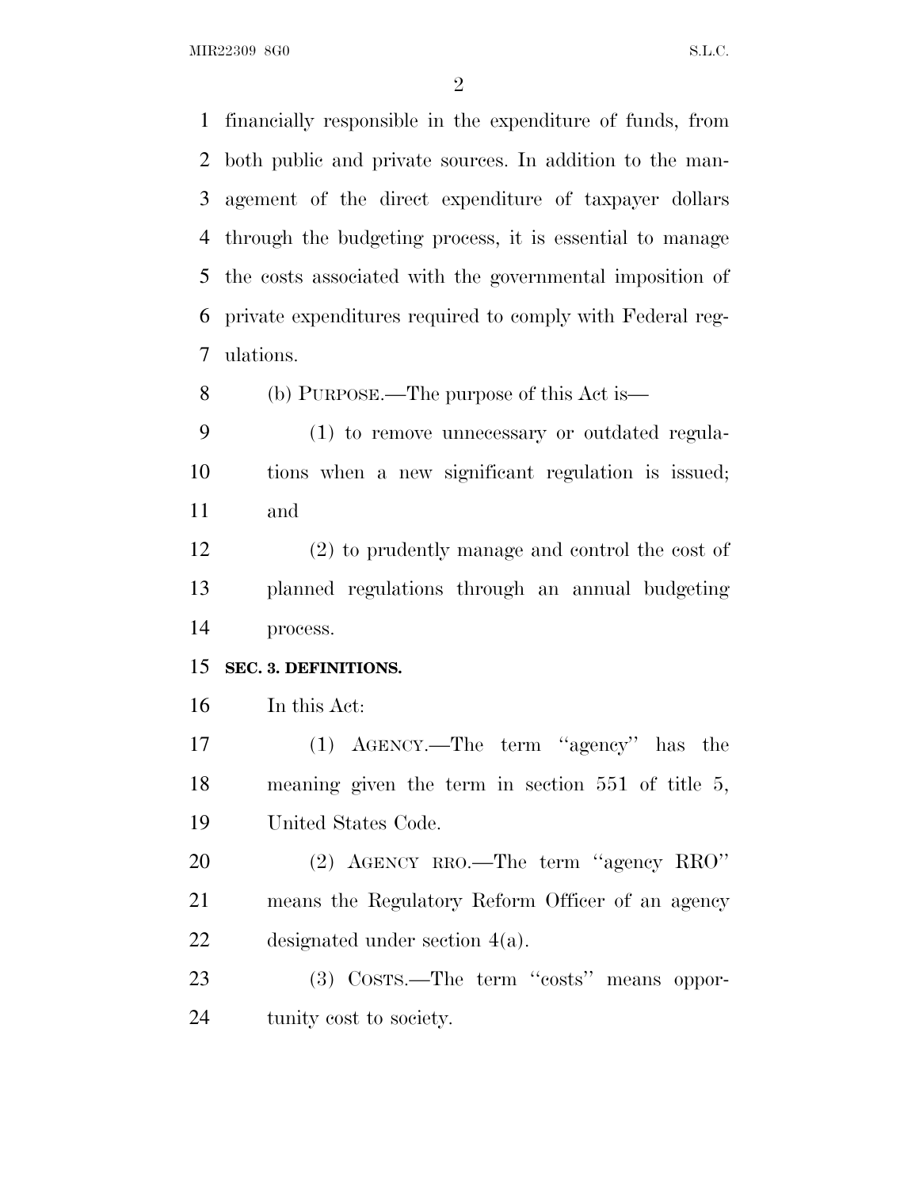financially responsible in the expenditure of funds, from both public and private sources. In addition to the management of the direct expenditure of taxpayer dollars through the budgeting process, it is essential to manage the costs associated with the governmental imposition of private expenditures required to comply with Federal regulations.

(b) PURPOSE.—The purpose of this Act is—

(1) to remove unnecessary or outdated regulations when a new significant regulation is issued; and

(2) to prudently manage and control the cost of planned regulations through an annual budgeting process.

**SEC. 3. DEFINITIONS.**

In this Act:

(1) AGENCY.—The term "agency" has the meaning given the term in section 551 of title 5, United States Code.

(2) AGENCY RRO.—The term "agency RRO" means the Regulatory Reform Officer of an agency designated under section 4(a).

(3) COSTS.—The term "costs" means opportunity cost to society.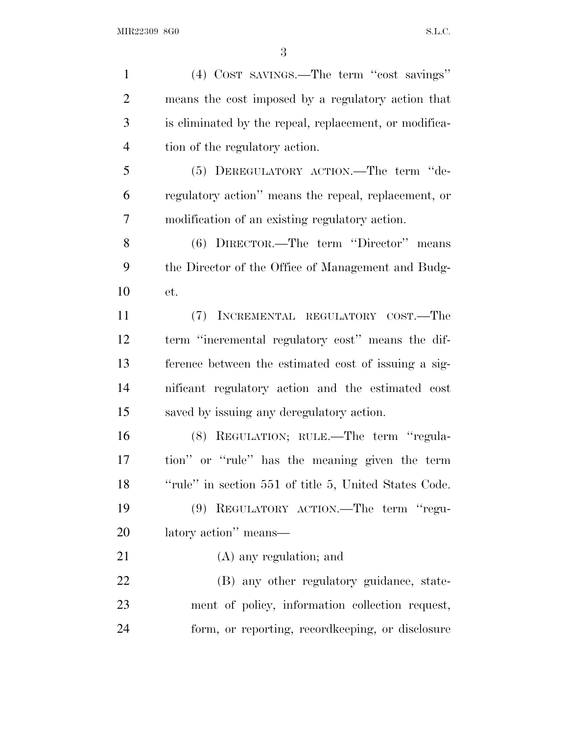(4) COST SAVINGS.—The term ''cost savings'' means the cost imposed by a regulatory action that is eliminated by the repeal, replacement, or modification of the regulatory action.

(5) DEREGULATORY ACTION.—The term ''deregulatory action'' means the repeal, replacement, or modification of an existing regulatory action.

(6) DIRECTOR.—The term ''Director'' means the Director of the Office of Management and Budget.

(7) INCREMENTAL REGULATORY COST.—The term ''incremental regulatory cost'' means the difference between the estimated cost of issuing a significant regulatory action and the estimated cost saved by issuing any deregulatory action.

(8) REGULATION; RULE.—The term ''regulation'' or ''rule'' has the meaning given the term ''rule'' in section 551 of title 5, United States Code.

(9) REGULATORY ACTION.—The term ''regulatory action'' means—

(A) any regulation; and

(B) any other regulatory guidance, statement of policy, information collection request, form, or reporting, recordkeeping, or disclosure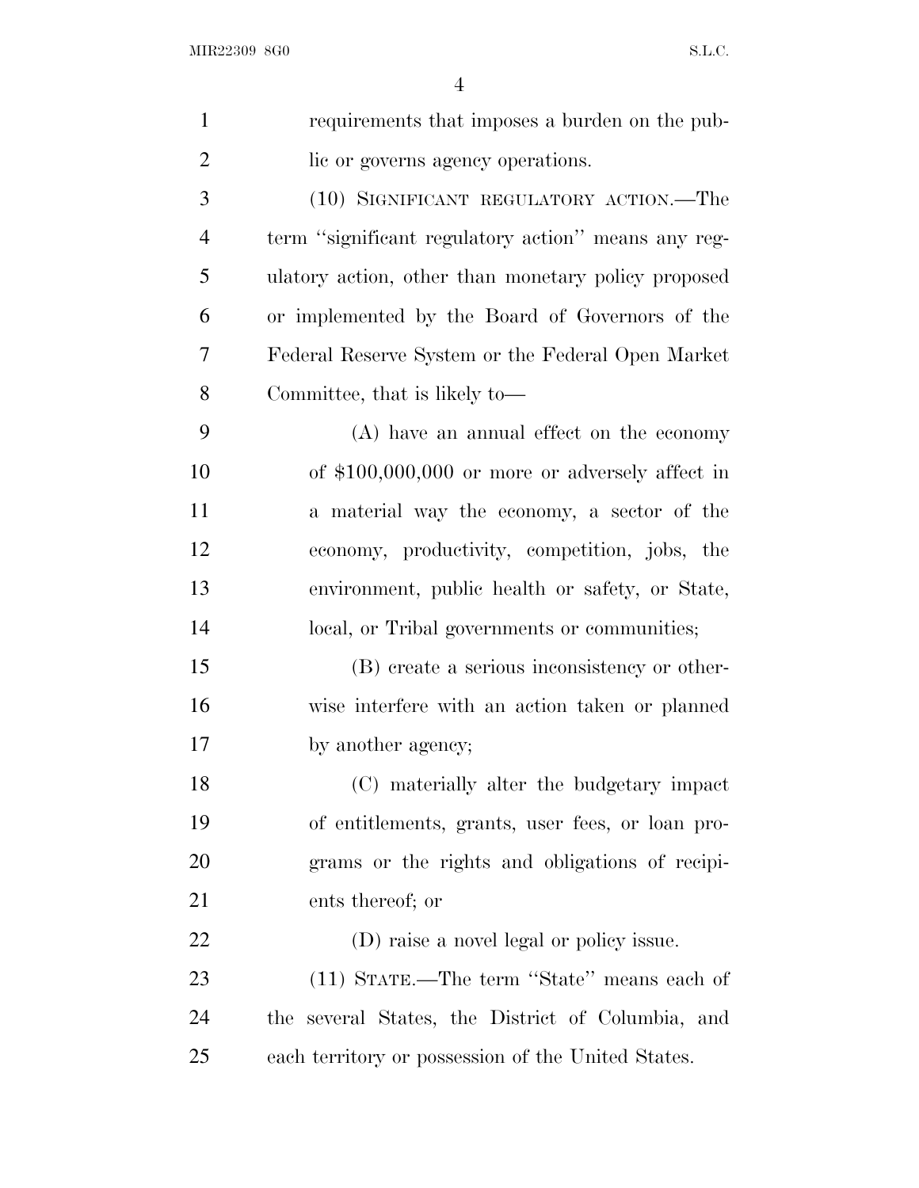requirements that imposes a burden on the public or governs agency operations.

(10) SIGNIFICANT REGULATORY ACTION.—The term ''significant regulatory action'' means any regulatory action, other than monetary policy proposed or implemented by the Board of Governors of the Federal Reserve System or the Federal Open Market Committee, that is likely to—

(A) have an annual effect on the economy of $100,000,000 or more or adversely affect in a material way the economy, a sector of the economy, productivity, competition, jobs, the environment, public health or safety, or State, local, or Tribal governments or communities;

(B) create a serious inconsistency or otherwise interfere with an action taken or planned by another agency;

(C) materially alter the budgetary impact of entitlements, grants, user fees, or loan programs or the rights and obligations of recipients thereof; or

(D) raise a novel legal or policy issue.

(11) STATE.—The term ''State'' means each of the several States, the District of Columbia, and each territory or possession of the United States.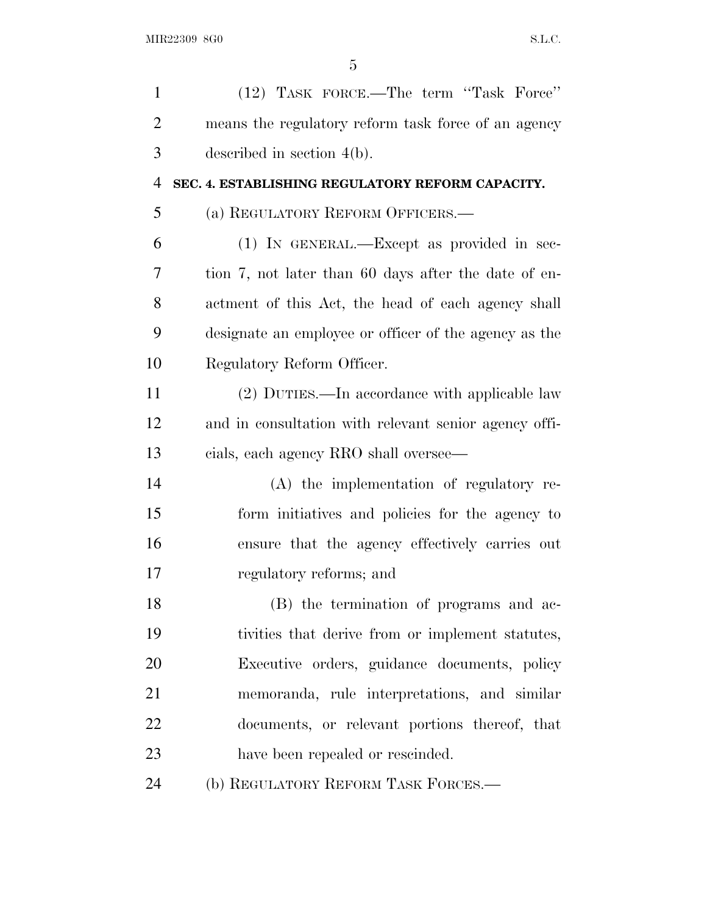(12) TASK FORCE.—The term "Task Force" means the regulatory reform task force of an agency described in section 4(b).

**SEC. 4. ESTABLISHING REGULATORY REFORM CAPACITY.**

(a) REGULATORY REFORM OFFICERS.—

(1) IN GENERAL.—Except as provided in section 7, not later than 60 days after the date of enactment of this Act, the head of each agency shall designate an employee or officer of the agency as the Regulatory Reform Officer.

(2) DUTIES.—In accordance with applicable law and in consultation with relevant senior agency officials, each agency RRO shall oversee—

(A) the implementation of regulatory reform initiatives and policies for the agency to ensure that the agency effectively carries out regulatory reforms; and

(B) the termination of programs and activities that derive from or implement statutes, Executive orders, guidance documents, policy memoranda, rule interpretations, and similar documents, or relevant portions thereof, that have been repealed or rescinded.

(b) REGULATORY REFORM TASK FORCES.—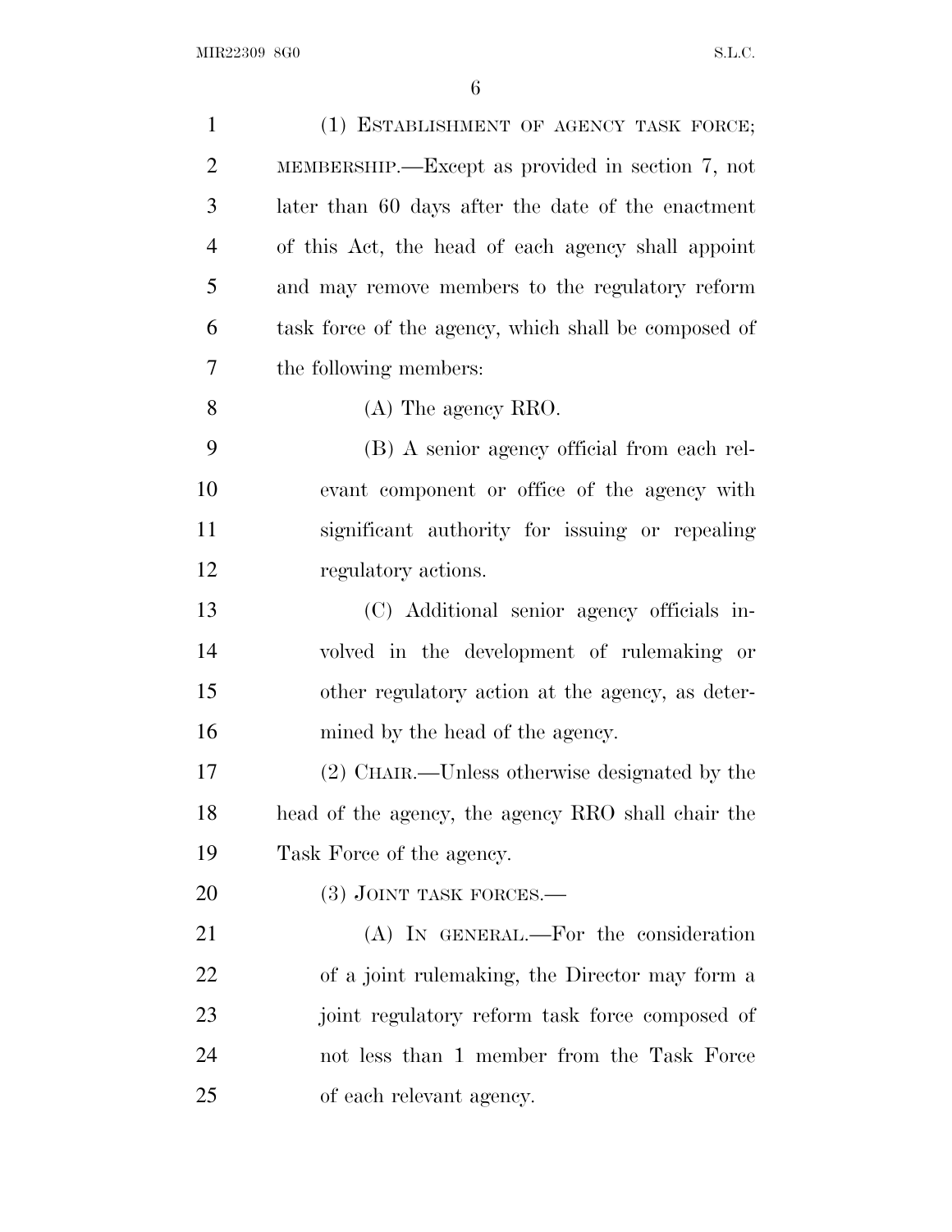(1) ESTABLISHMENT OF AGENCY TASK FORCE; MEMBERSHIP.—Except as provided in section 7, not later than 60 days after the date of the enactment of this Act, the head of each agency shall appoint and may remove members to the regulatory reform task force of the agency, which shall be composed of the following members:

(A) The agency RRO.

(B) A senior agency official from each relevant component or office of the agency with significant authority for issuing or repealing regulatory actions.

(C) Additional senior agency officials involved in the development of rulemaking or other regulatory action at the agency, as determined by the head of the agency.

(2) CHAIR.—Unless otherwise designated by the head of the agency, the agency RRO shall chair the Task Force of the agency.

(3) JOINT TASK FORCES.—

(A) IN GENERAL.—For the consideration of a joint rulemaking, the Director may form a joint regulatory reform task force composed of not less than 1 member from the Task Force of each relevant agency.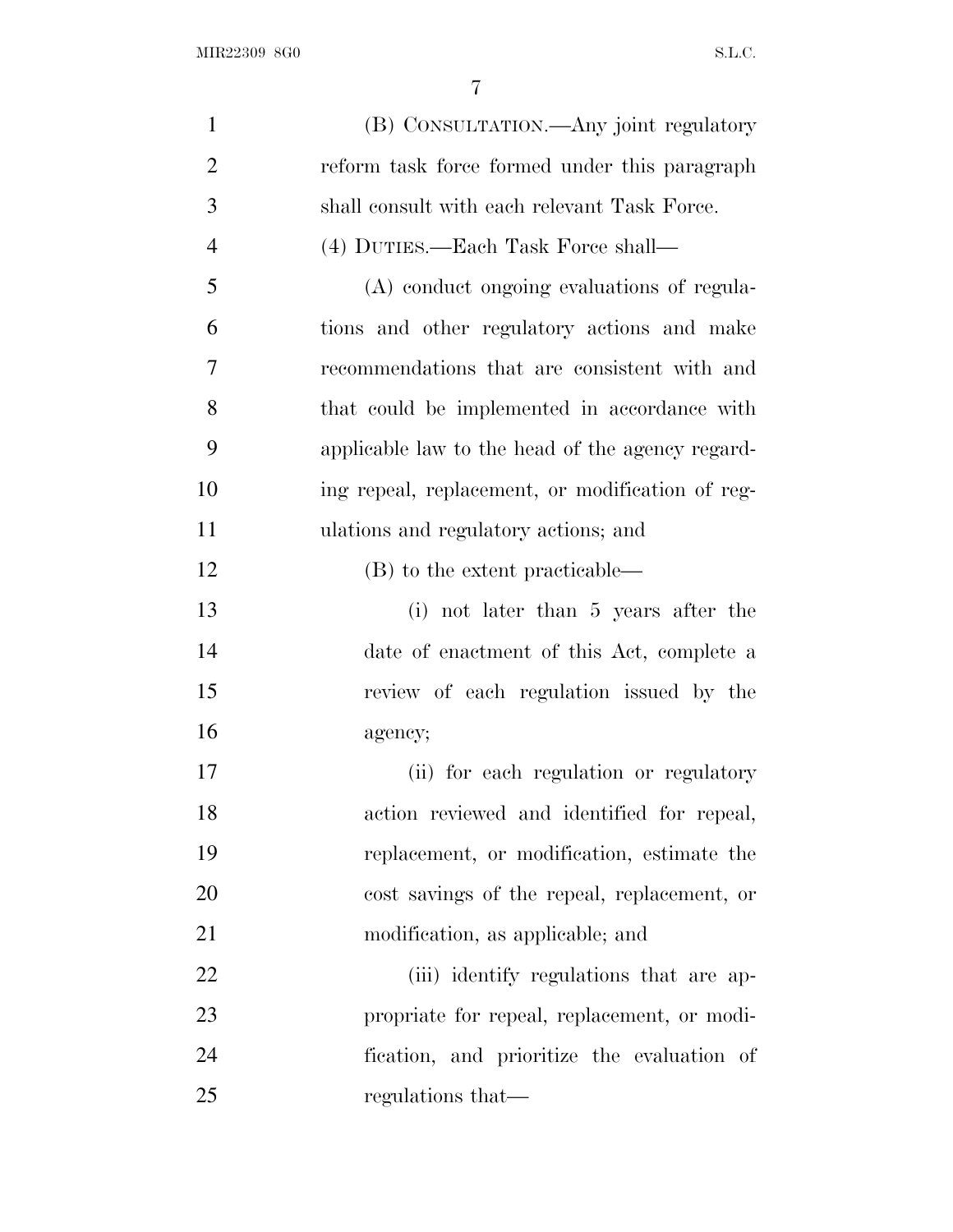(B) CONSULTATION.—Any joint regulatory reform task force formed under this paragraph shall consult with each relevant Task Force.

(4) DUTIES.—Each Task Force shall—

(A) conduct ongoing evaluations of regulations and other regulatory actions and make recommendations that are consistent with and that could be implemented in accordance with applicable law to the head of the agency regarding repeal, replacement, or modification of regulations and regulatory actions; and

(B) to the extent practicable—

(i) not later than 5 years after the date of enactment of this Act, complete a review of each regulation issued by the agency;

(ii) for each regulation or regulatory action reviewed and identified for repeal, replacement, or modification, estimate the cost savings of the repeal, replacement, or modification, as applicable; and

(iii) identify regulations that are appropriate for repeal, replacement, or modification, and prioritize the evaluation of regulations that—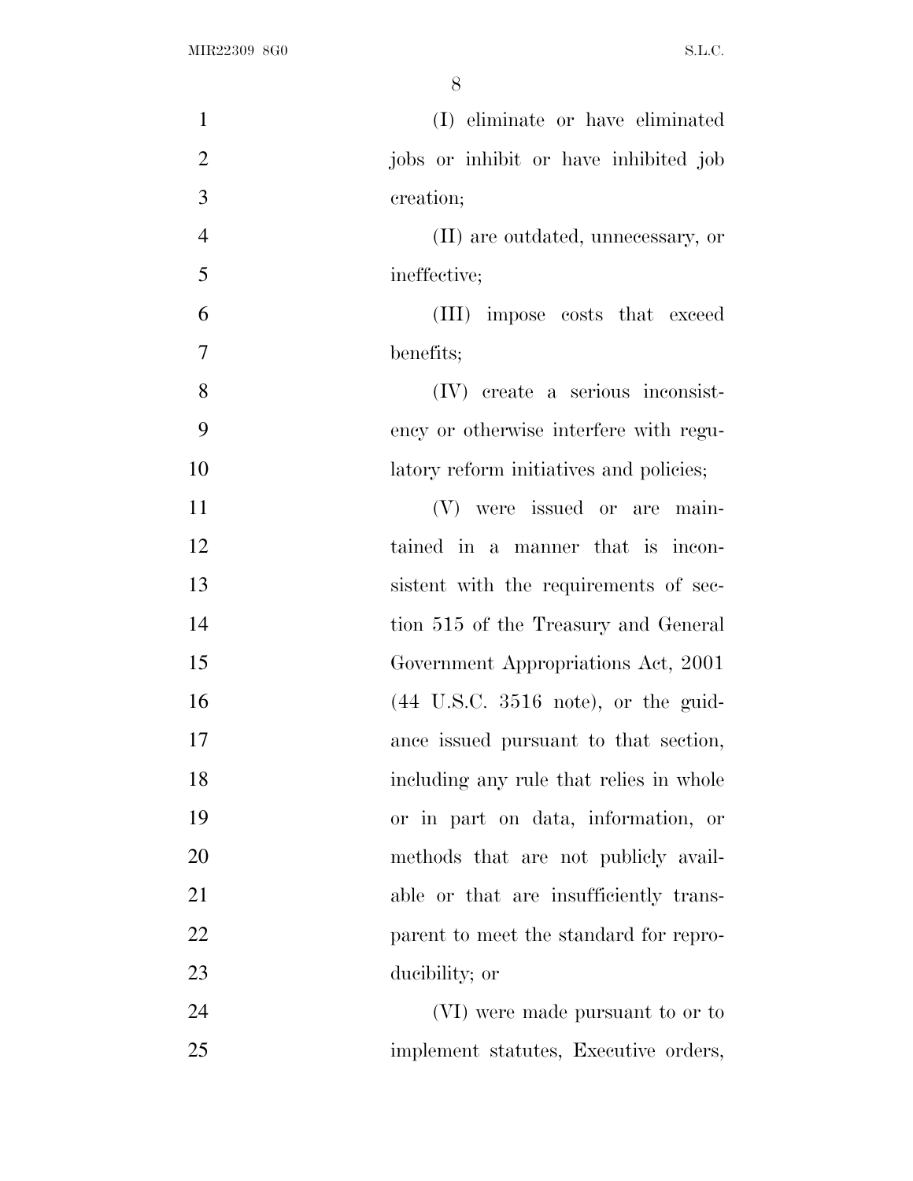(I) eliminate or have eliminated jobs or inhibit or have inhibited job creation;

(II) are outdated, unnecessary, or ineffective;

(III) impose costs that exceed benefits;

(IV) create a serious inconsistency or otherwise interfere with regulatory reform initiatives and policies;

(V) were issued or are maintained in a manner that is inconsistent with the requirements of section 515 of the Treasury and General Government Appropriations Act, 2001 (44 U.S.C. 3516 note), or the guidance issued pursuant to that section, including any rule that relies in whole or in part on data, information, or methods that are not publicly available or that are insufficiently transparent to meet the standard for reproducibility; or

(VI) were made pursuant to or to implement statutes, Executive orders,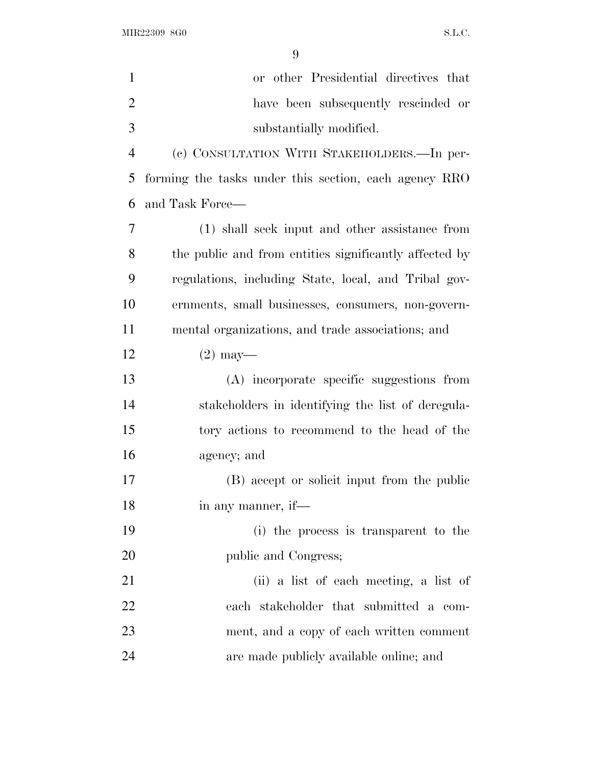or other Presidential directives that have been subsequently rescinded or substantially modified.

(c) CONSULTATION WITH STAKEHOLDERS.—In performing the tasks under this section, each agency RRO and Task Force—

(1) shall seek input and other assistance from the public and from entities significantly affected by regulations, including State, local, and Tribal governments, small businesses, consumers, non-governmental organizations, and trade associations; and

(2) may—

(A) incorporate specific suggestions from stakeholders in identifying the list of deregulatory actions to recommend to the head of the agency; and

(B) accept or solicit input from the public in any manner, if—

(i) the process is transparent to the public and Congress;

(ii) a list of each meeting, a list of each stakeholder that submitted a comment, and a copy of each written comment are made publicly available online; and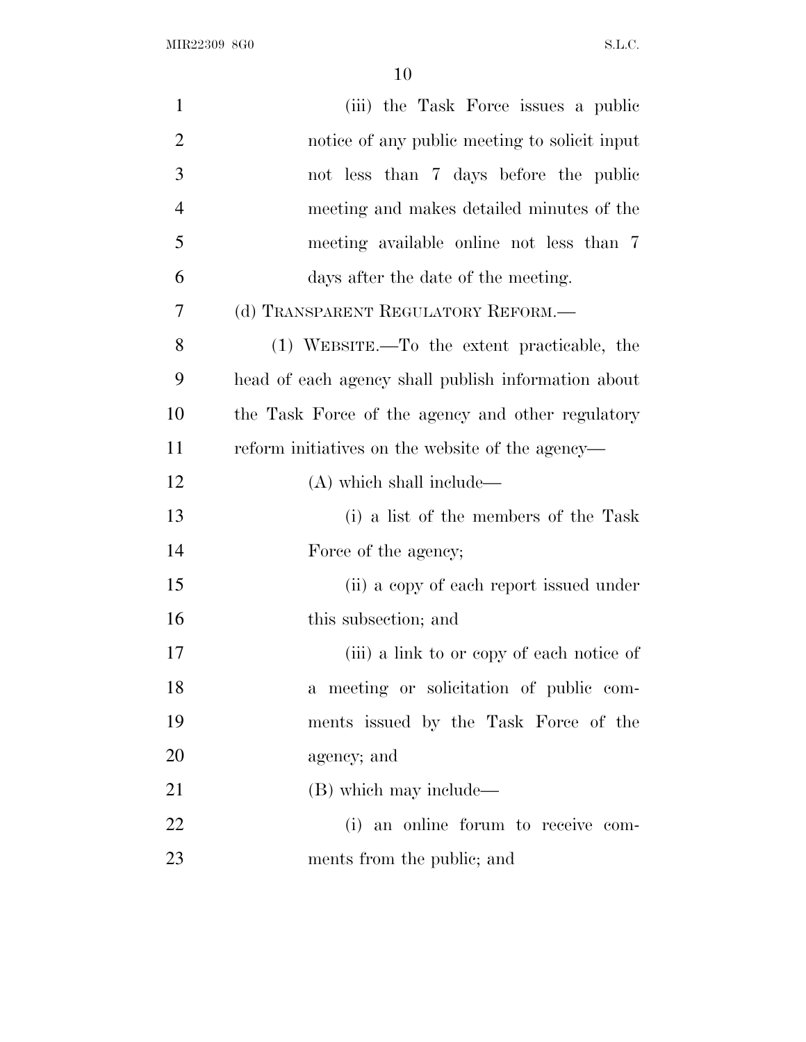(iii) the Task Force issues a public notice of any public meeting to solicit input not less than 7 days before the public meeting and makes detailed minutes of the meeting available online not less than 7 days after the date of the meeting.

(d) TRANSPARENT REGULATORY REFORM.—

(1) WEBSITE.—To the extent practicable, the head of each agency shall publish information about the Task Force of the agency and other regulatory reform initiatives on the website of the agency—

(A) which shall include—

(i) a list of the members of the Task Force of the agency;

(ii) a copy of each report issued under this subsection; and

(iii) a link to or copy of each notice of a meeting or solicitation of public comments issued by the Task Force of the agency; and

(B) which may include—

(i) an online forum to receive comments from the public; and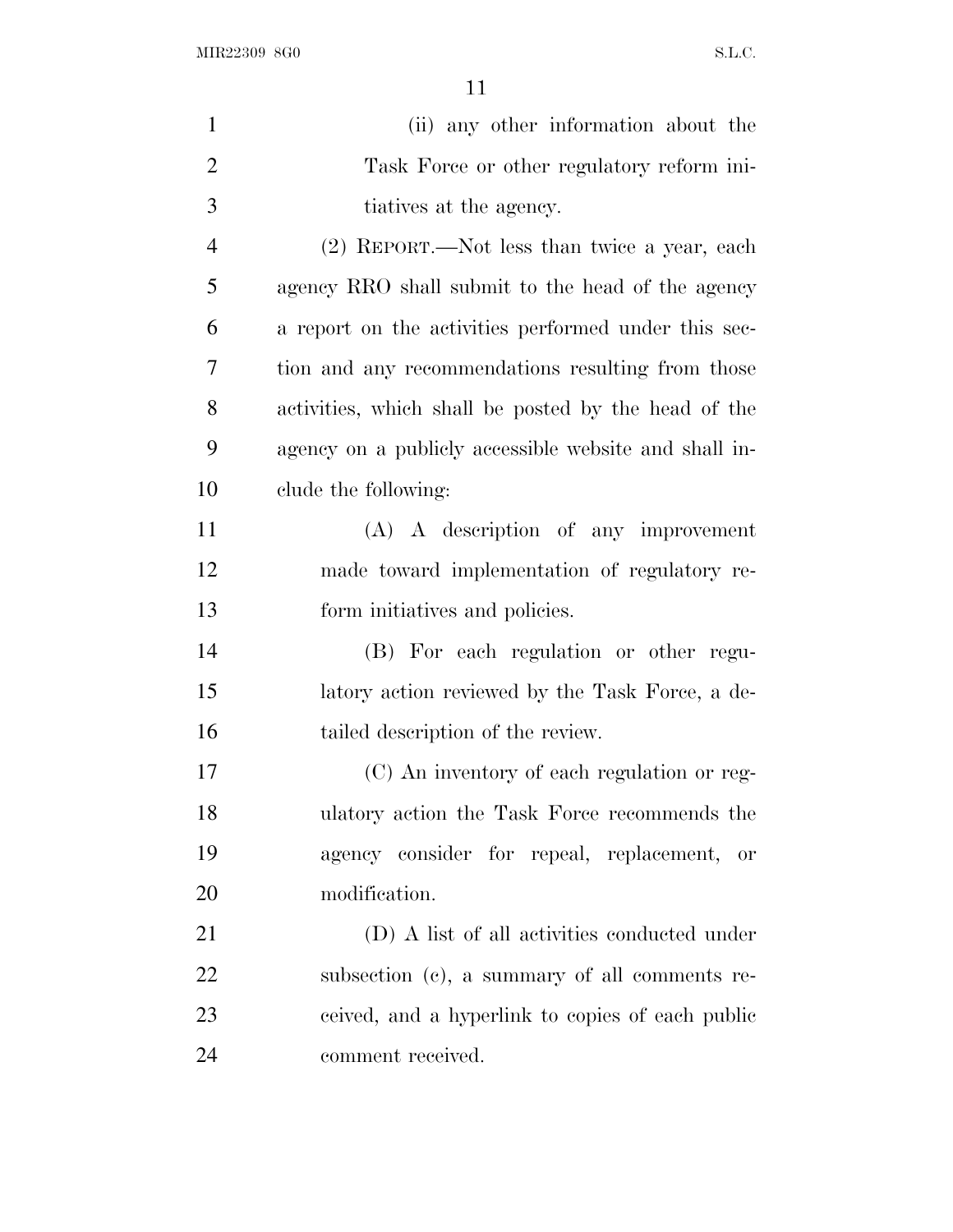(ii) any other information about the Task Force or other regulatory reform initiatives at the agency.

(2) REPORT.—Not less than twice a year, each agency RRO shall submit to the head of the agency a report on the activities performed under this section and any recommendations resulting from those activities, which shall be posted by the head of the agency on a publicly accessible website and shall include the following:

(A) A description of any improvement made toward implementation of regulatory reform initiatives and policies.

(B) For each regulation or other regulatory action reviewed by the Task Force, a detailed description of the review.

(C) An inventory of each regulation or regulatory action the Task Force recommends the agency consider for repeal, replacement, or modification.

(D) A list of all activities conducted under subsection (c), a summary of all comments received, and a hyperlink to copies of each public comment received.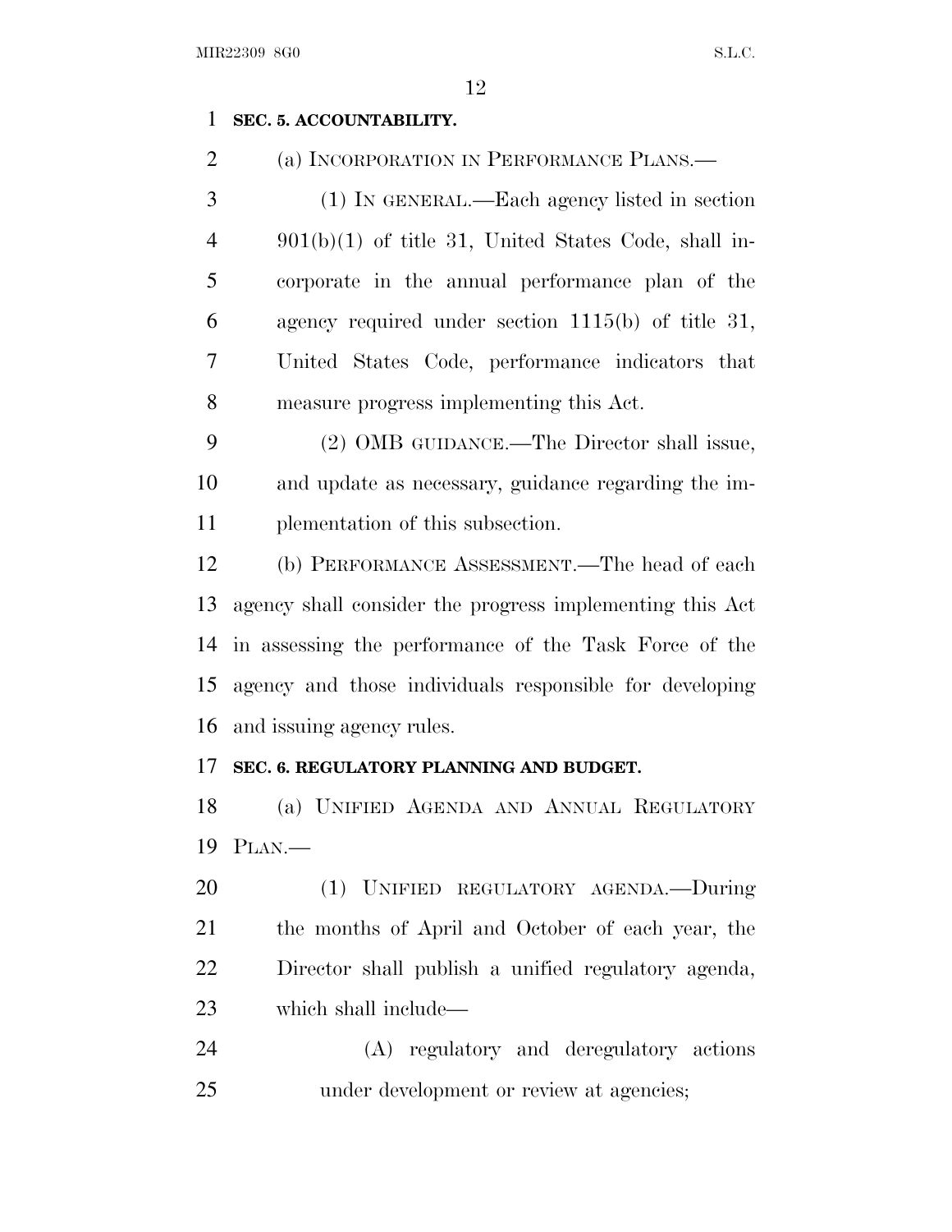**SEC. 5. ACCOUNTABILITY.**

(a) INCORPORATION IN PERFORMANCE PLANS.—

(1) IN GENERAL.—Each agency listed in section 901(b)(1) of title 31, United States Code, shall incorporate in the annual performance plan of the agency required under section 1115(b) of title 31, United States Code, performance indicators that measure progress implementing this Act.

(2) OMB GUIDANCE.—The Director shall issue, and update as necessary, guidance regarding the implementation of this subsection.

(b) PERFORMANCE ASSESSMENT.—The head of each agency shall consider the progress implementing this Act in assessing the performance of the Task Force of the agency and those individuals responsible for developing and issuing agency rules.

**SEC. 6. REGULATORY PLANNING AND BUDGET.**

(a) UNIFIED AGENDA AND ANNUAL REGULATORY PLAN.—

(1) UNIFIED REGULATORY AGENDA.—During the months of April and October of each year, the Director shall publish a unified regulatory agenda, which shall include—

(A) regulatory and deregulatory actions under development or review at agencies;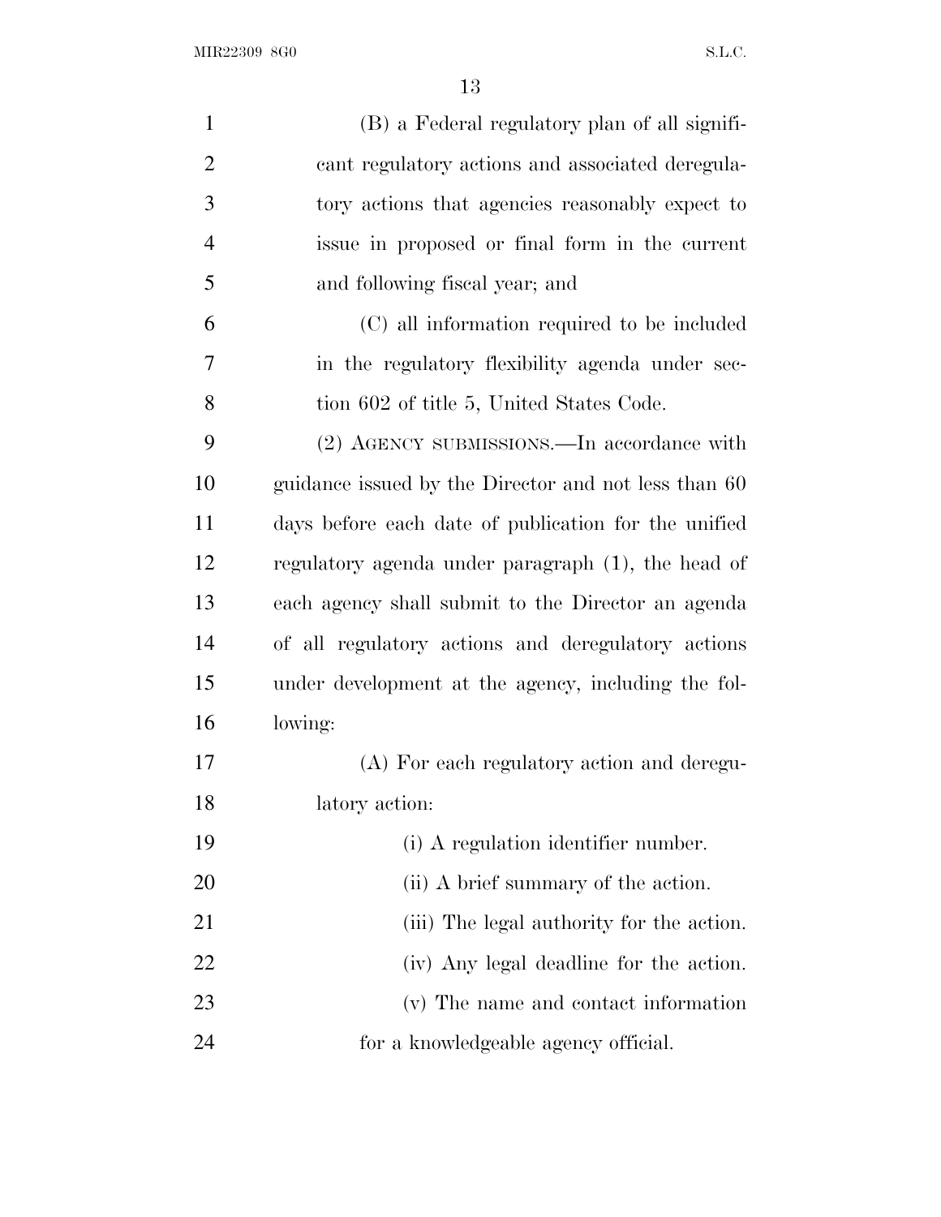(B) a Federal regulatory plan of all significant regulatory actions and associated deregulatory actions that agencies reasonably expect to issue in proposed or final form in the current and following fiscal year; and

(C) all information required to be included in the regulatory flexibility agenda under section 602 of title 5, United States Code.

(2) AGENCY SUBMISSIONS.—In accordance with guidance issued by the Director and not less than 60 days before each date of publication for the unified regulatory agenda under paragraph (1), the head of each agency shall submit to the Director an agenda of all regulatory actions and deregulatory actions under development at the agency, including the following:

(A) For each regulatory action and deregulatory action:

(i) A regulation identifier number.

(ii) A brief summary of the action.

(iii) The legal authority for the action.

(iv) Any legal deadline for the action.

(v) The name and contact information for a knowledgeable agency official.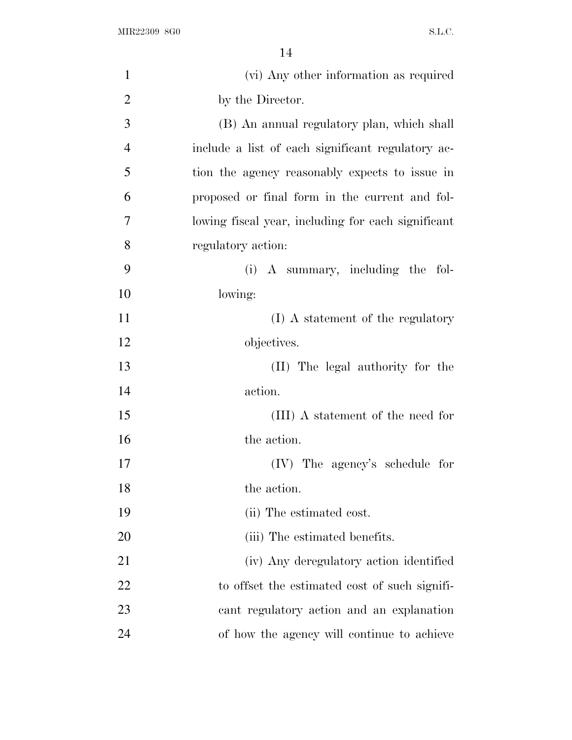(vi) Any other information as required by the Director.

(B) An annual regulatory plan, which shall include a list of each significant regulatory action the agency reasonably expects to issue in proposed or final form in the current and following fiscal year, including for each significant regulatory action:

(i) A summary, including the following:

(I) A statement of the regulatory objectives.

(II) The legal authority for the action.

(III) A statement of the need for the action.

(IV) The agency's schedule for the action.

(ii) The estimated cost.

(iii) The estimated benefits.

(iv) Any deregulatory action identified to offset the estimated cost of such significant regulatory action and an explanation of how the agency will continue to achieve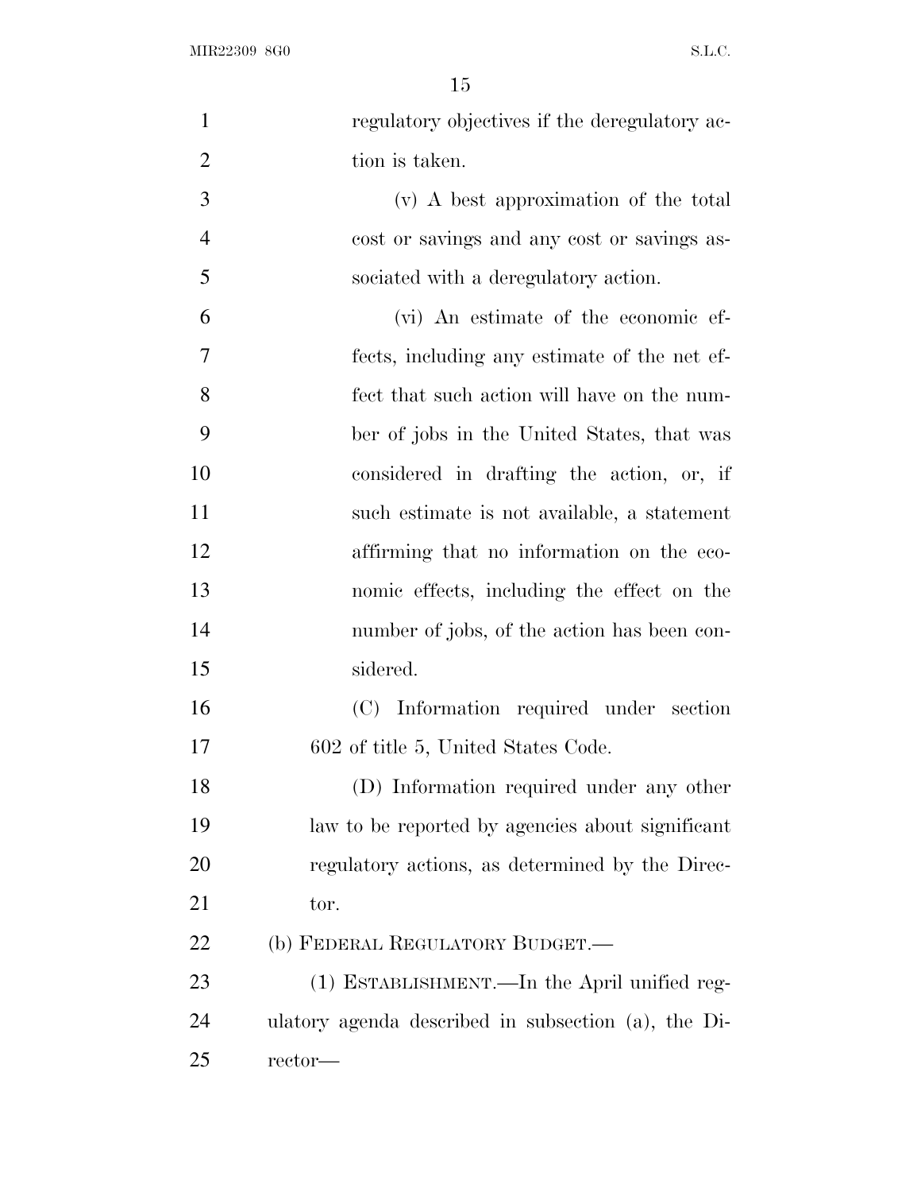regulatory objectives if the deregulatory action is taken.

(v) A best approximation of the total cost or savings and any cost or savings associated with a deregulatory action.

(vi) An estimate of the economic effects, including any estimate of the net effect that such action will have on the number of jobs in the United States, that was considered in drafting the action, or, if such estimate is not available, a statement affirming that no information on the economic effects, including the effect on the number of jobs, of the action has been considered.

(C) Information required under section 602 of title 5, United States Code.

(D) Information required under any other law to be reported by agencies about significant regulatory actions, as determined by the Director.

(b) FEDERAL REGULATORY BUDGET.—

(1) ESTABLISHMENT.—In the April unified regulatory agenda described in subsection (a), the Director—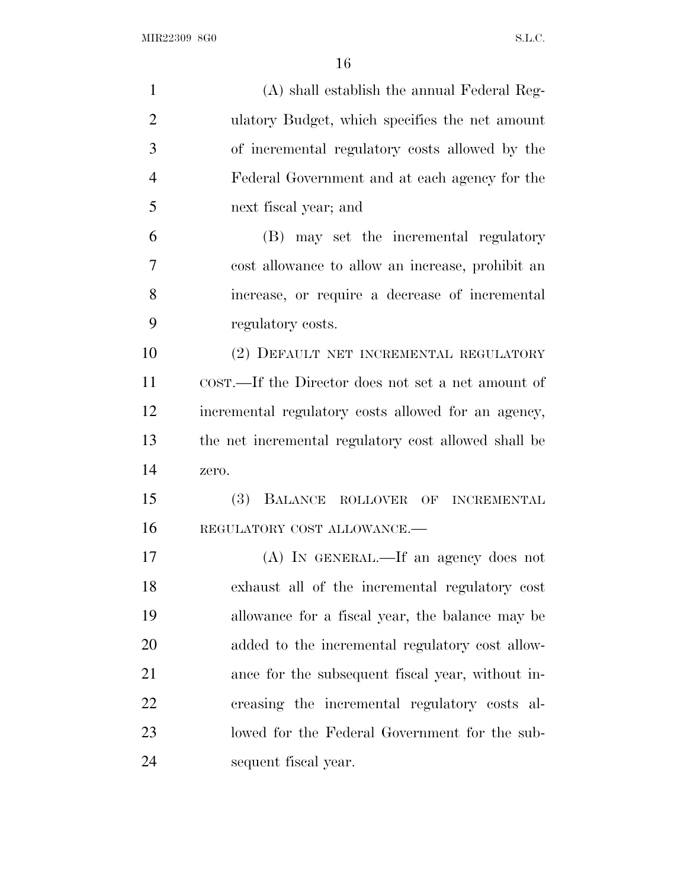(A) shall establish the annual Federal Regulatory Budget, which specifies the net amount of incremental regulatory costs allowed by the Federal Government and at each agency for the next fiscal year; and

(B) may set the incremental regulatory cost allowance to allow an increase, prohibit an increase, or require a decrease of incremental regulatory costs.

(2) DEFAULT NET INCREMENTAL REGULATORY COST.—If the Director does not set a net amount of incremental regulatory costs allowed for an agency, the net incremental regulatory cost allowed shall be zero.

(3) BALANCE ROLLOVER OF INCREMENTAL REGULATORY COST ALLOWANCE.—

(A) IN GENERAL.—If an agency does not exhaust all of the incremental regulatory cost allowance for a fiscal year, the balance may be added to the incremental regulatory cost allowance for the subsequent fiscal year, without increasing the incremental regulatory costs allowed for the Federal Government for the subsequent fiscal year.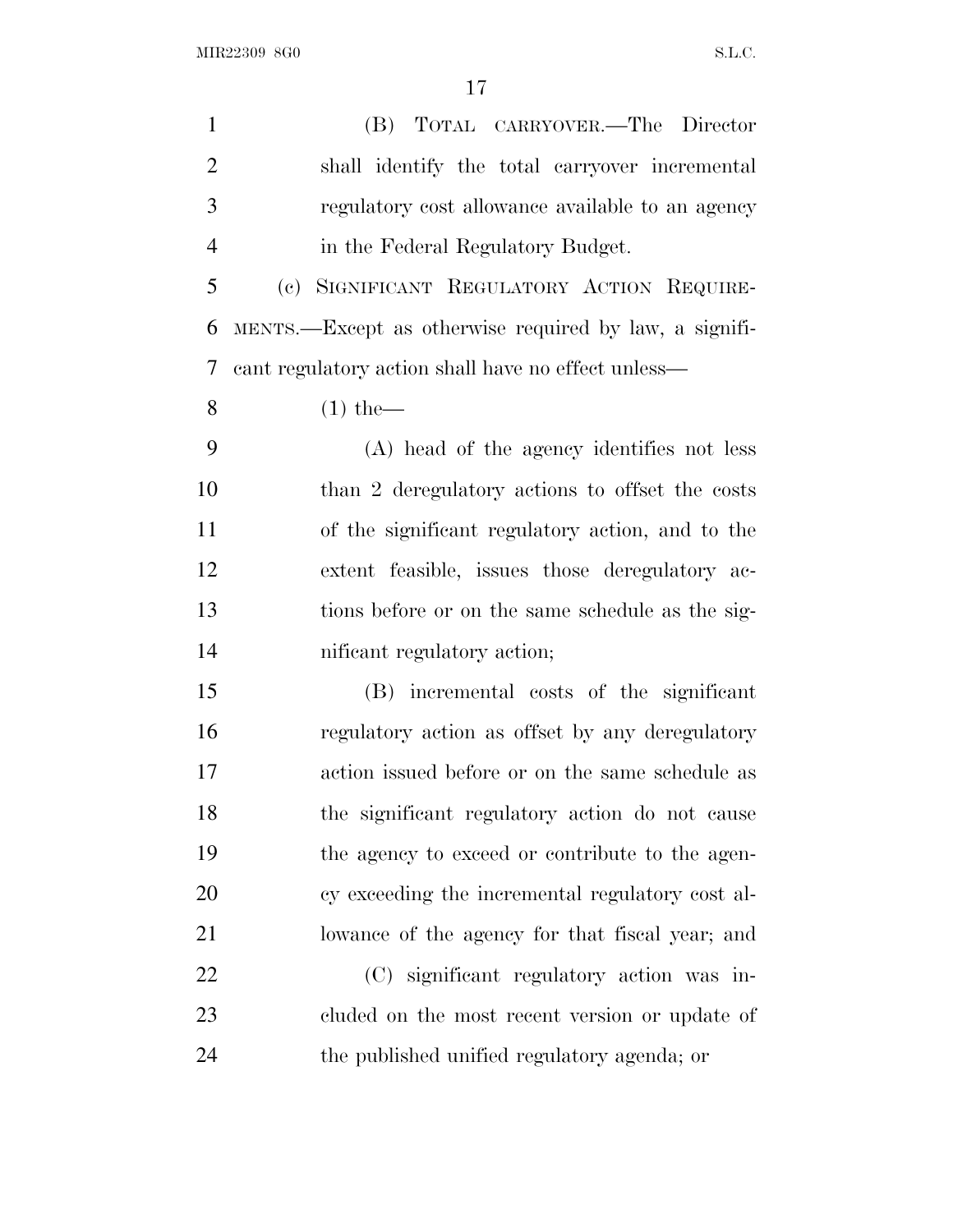(B) TOTAL CARRYOVER.—The Director shall identify the total carryover incremental regulatory cost allowance available to an agency in the Federal Regulatory Budget.

(c) SIGNIFICANT REGULATORY ACTION REQUIREMENTS.—Except as otherwise required by law, a significant regulatory action shall have no effect unless—

(1) the—

(A) head of the agency identifies not less than 2 deregulatory actions to offset the costs of the significant regulatory action, and to the extent feasible, issues those deregulatory actions before or on the same schedule as the significant regulatory action;

(B) incremental costs of the significant regulatory action as offset by any deregulatory action issued before or on the same schedule as the significant regulatory action do not cause the agency to exceed or contribute to the agency exceeding the incremental regulatory cost allowance of the agency for that fiscal year; and

(C) significant regulatory action was included on the most recent version or update of the published unified regulatory agenda; or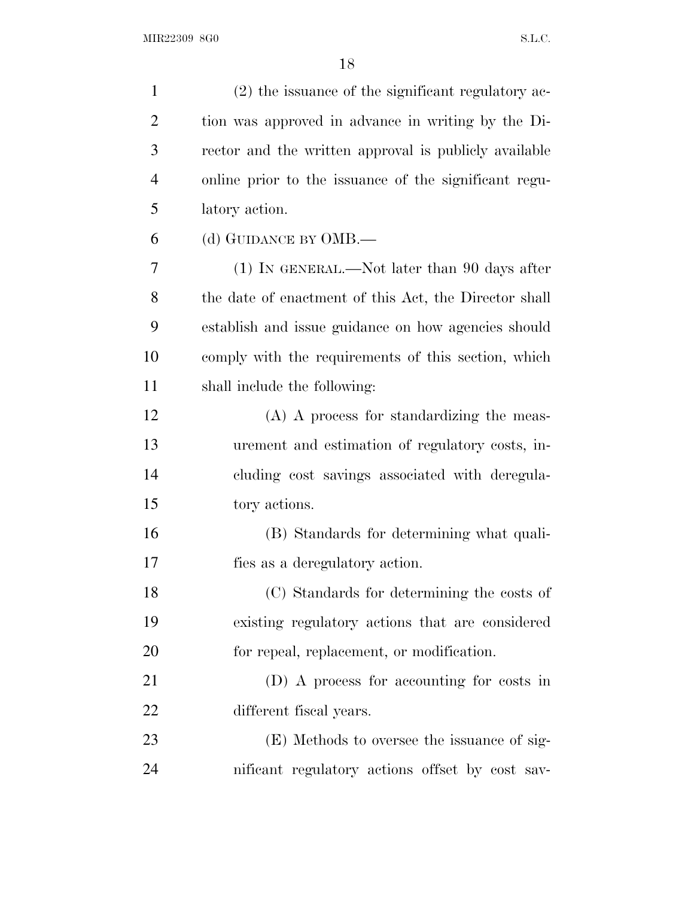(2) the issuance of the significant regulatory action was approved in advance in writing by the Director and the written approval is publicly available online prior to the issuance of the significant regulatory action.

(d) GUIDANCE BY OMB.—

(1) IN GENERAL.—Not later than 90 days after the date of enactment of this Act, the Director shall establish and issue guidance on how agencies should comply with the requirements of this section, which shall include the following:

(A) A process for standardizing the measurement and estimation of regulatory costs, including cost savings associated with deregulatory actions.

(B) Standards for determining what qualifies as a deregulatory action.

(C) Standards for determining the costs of existing regulatory actions that are considered for repeal, replacement, or modification.

(D) A process for accounting for costs in different fiscal years.

(E) Methods to oversee the issuance of significant regulatory actions offset by cost sav-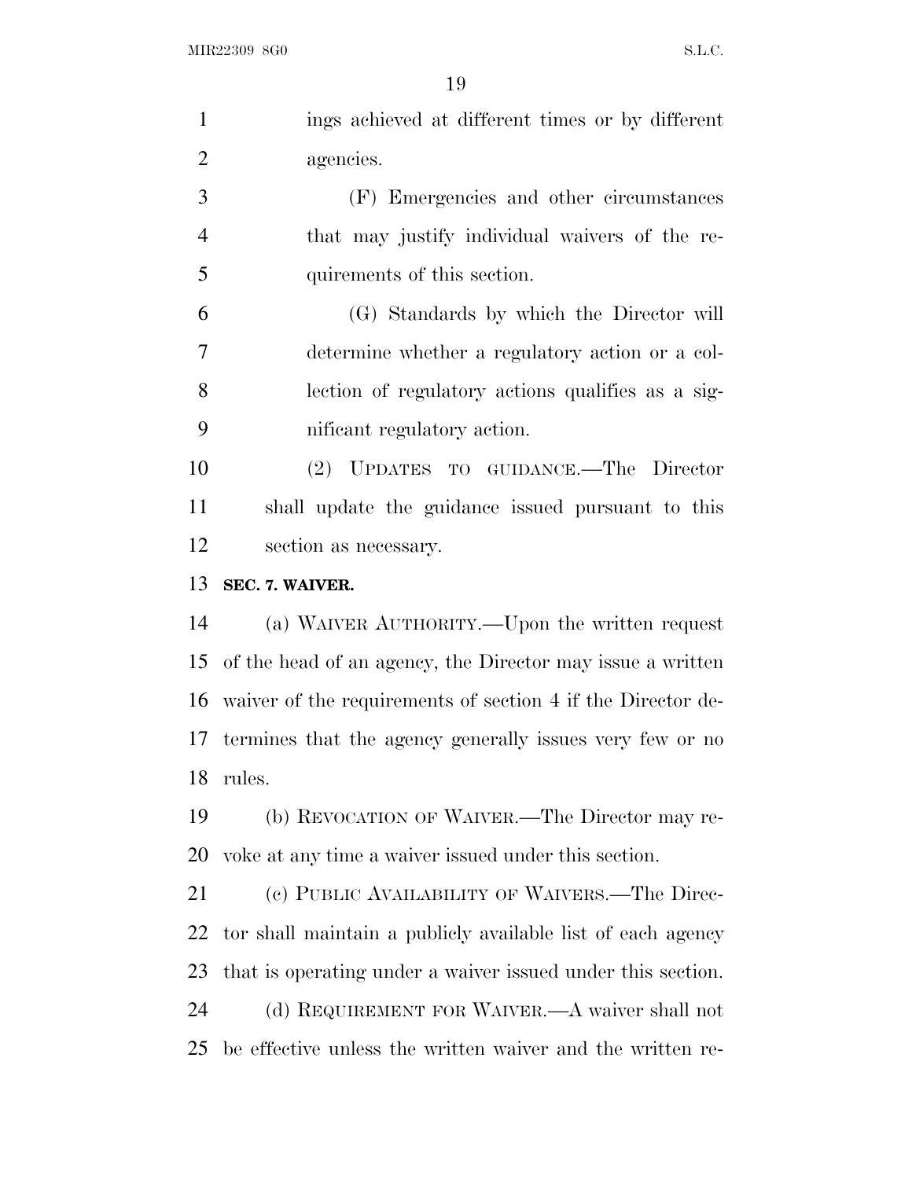ings achieved at different times or by different agencies.

(F) Emergencies and other circumstances that may justify individual waivers of the requirements of this section.

(G) Standards by which the Director will determine whether a regulatory action or a collection of regulatory actions qualifies as a significant regulatory action.

(2) UPDATES TO GUIDANCE.—The Director shall update the guidance issued pursuant to this section as necessary.

**SEC. 7. WAIVER.**

(a) WAIVER AUTHORITY.—Upon the written request of the head of an agency, the Director may issue a written waiver of the requirements of section 4 if the Director determines that the agency generally issues very few or no rules.

(b) REVOCATION OF WAIVER.—The Director may revoke at any time a waiver issued under this section.

(c) PUBLIC AVAILABILITY OF WAIVERS.—The Director shall maintain a publicly available list of each agency that is operating under a waiver issued under this section.

(d) REQUIREMENT FOR WAIVER.—A waiver shall not be effective unless the written waiver and the written re-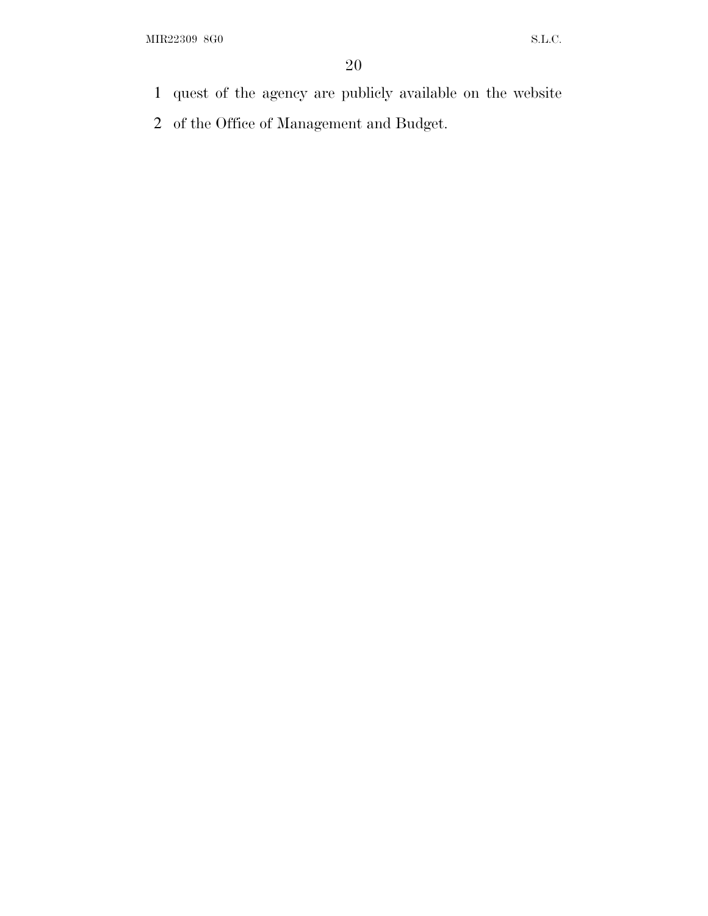quest of the agency are publicly available on the website of the Office of Management and Budget.